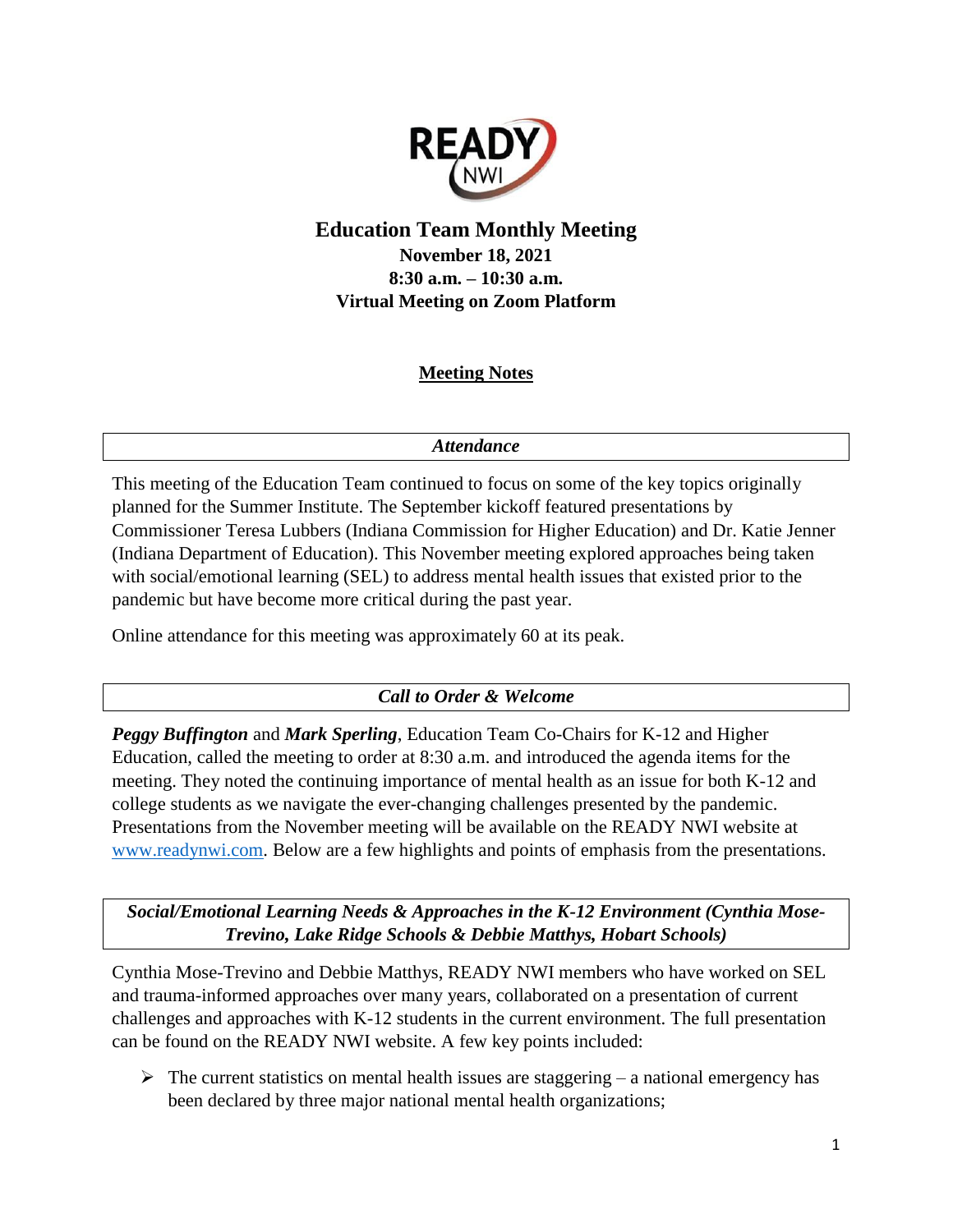READY NWI

# Education Team Monthly Meeting

**November 18, 2021**
**8:30 a.m. – 10:30 a.m.**
**Virtual Meeting on Zoom Platform**

## Meeting Notes

### *Attendance*

This meeting of the Education Team continued to focus on some of the key topics originally planned for the Summer Institute. The September kickoff featured presentations by Commissioner Teresa Lubbers (Indiana Commission for Higher Education) and Dr. Katie Jenner (Indiana Department of Education). This November meeting explored approaches being taken with social/emotional learning (SEL) to address mental health issues that existed prior to the pandemic but have become more critical during the past year.

Online attendance for this meeting was approximately 60 at its peak.

### *Call to Order & Welcome*

***Peggy Buffington*** and ***Mark Sperling***, Education Team Co-Chairs for K-12 and Higher Education, called the meeting to order at 8:30 a.m. and introduced the agenda items for the meeting. They noted the continuing importance of mental health as an issue for both K-12 and college students as we navigate the ever-changing challenges presented by the pandemic. Presentations from the November meeting will be available on the READY NWI website at [www.readynwi.com](http://www.readynwi.com). Below are a few highlights and points of emphasis from the presentations.

### *Social/Emotional Learning Needs & Approaches in the K-12 Environment (Cynthia Mose-Trevino, Lake Ridge Schools & Debbie Matthys, Hobart Schools)*

Cynthia Mose-Trevino and Debbie Matthys, READY NWI members who have worked on SEL and trauma-informed approaches over many years, collaborated on a presentation of current challenges and approaches with K-12 students in the current environment. The full presentation can be found on the READY NWI website. A few key points included:

- The current statistics on mental health issues are staggering – a national emergency has been declared by three major national mental health organizations;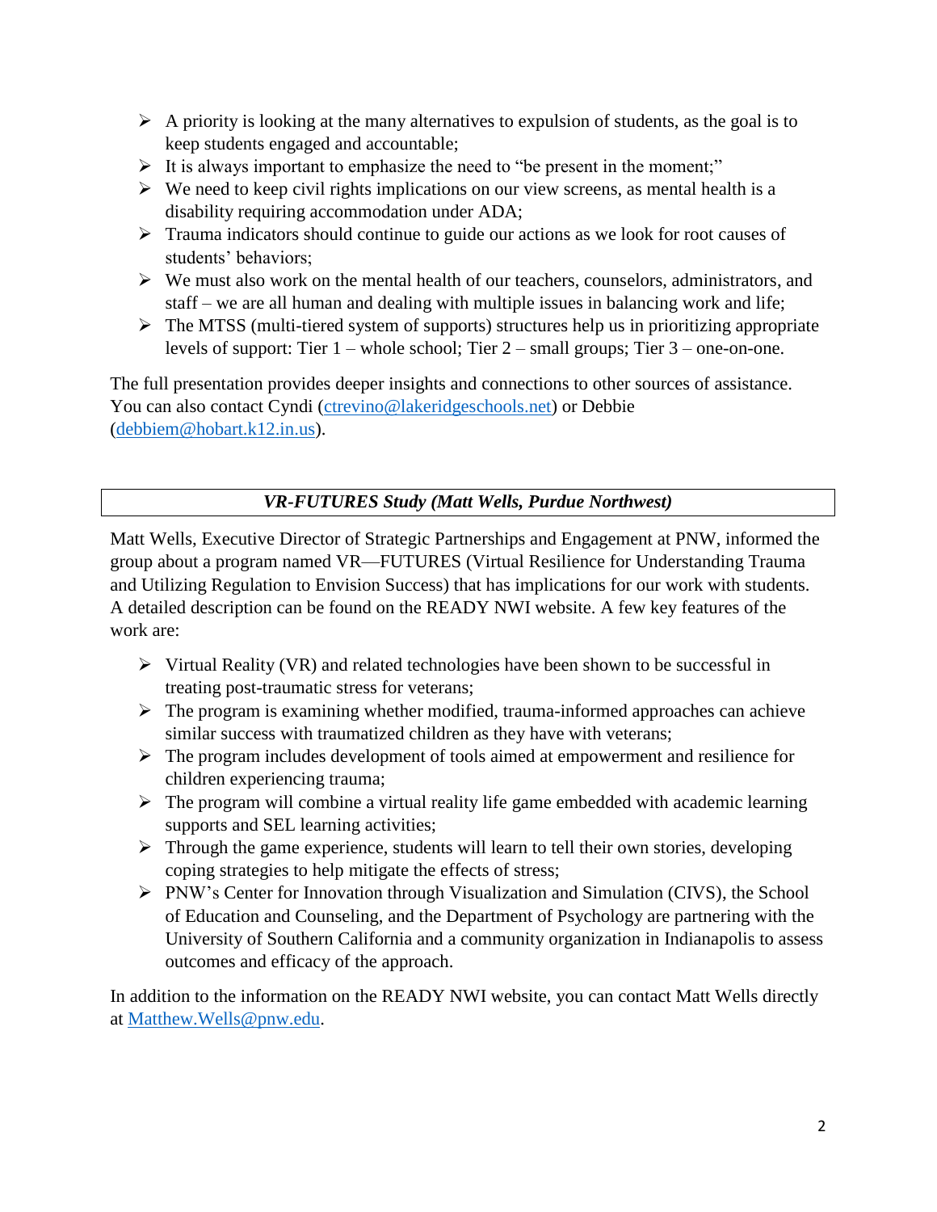- A priority is looking at the many alternatives to expulsion of students, as the goal is to keep students engaged and accountable;
- It is always important to emphasize the need to "be present in the moment;"
- We need to keep civil rights implications on our view screens, as mental health is a disability requiring accommodation under ADA;
- Trauma indicators should continue to guide our actions as we look for root causes of students' behaviors;
- We must also work on the mental health of our teachers, counselors, administrators, and staff – we are all human and dealing with multiple issues in balancing work and life;
- The MTSS (multi-tiered system of supports) structures help us in prioritizing appropriate levels of support: Tier 1 – whole school; Tier 2 – small groups; Tier 3 – one-on-one.

The full presentation provides deeper insights and connections to other sources of assistance. You can also contact Cyndi (ctrevino@lakeridgeschools.net) or Debbie (debbiem@hobart.k12.in.us).

### *VR-FUTURES Study (Matt Wells, Purdue Northwest)*

Matt Wells, Executive Director of Strategic Partnerships and Engagement at PNW, informed the group about a program named VR—FUTURES (Virtual Resilience for Understanding Trauma and Utilizing Regulation to Envision Success) that has implications for our work with students. A detailed description can be found on the READY NWI website. A few key features of the work are:

- Virtual Reality (VR) and related technologies have been shown to be successful in treating post-traumatic stress for veterans;
- The program is examining whether modified, trauma-informed approaches can achieve similar success with traumatized children as they have with veterans;
- The program includes development of tools aimed at empowerment and resilience for children experiencing trauma;
- The program will combine a virtual reality life game embedded with academic learning supports and SEL learning activities;
- Through the game experience, students will learn to tell their own stories, developing coping strategies to help mitigate the effects of stress;
- PNW's Center for Innovation through Visualization and Simulation (CIVS), the School of Education and Counseling, and the Department of Psychology are partnering with the University of Southern California and a community organization in Indianapolis to assess outcomes and efficacy of the approach.

In addition to the information on the READY NWI website, you can contact Matt Wells directly at Matthew.Wells@pnw.edu.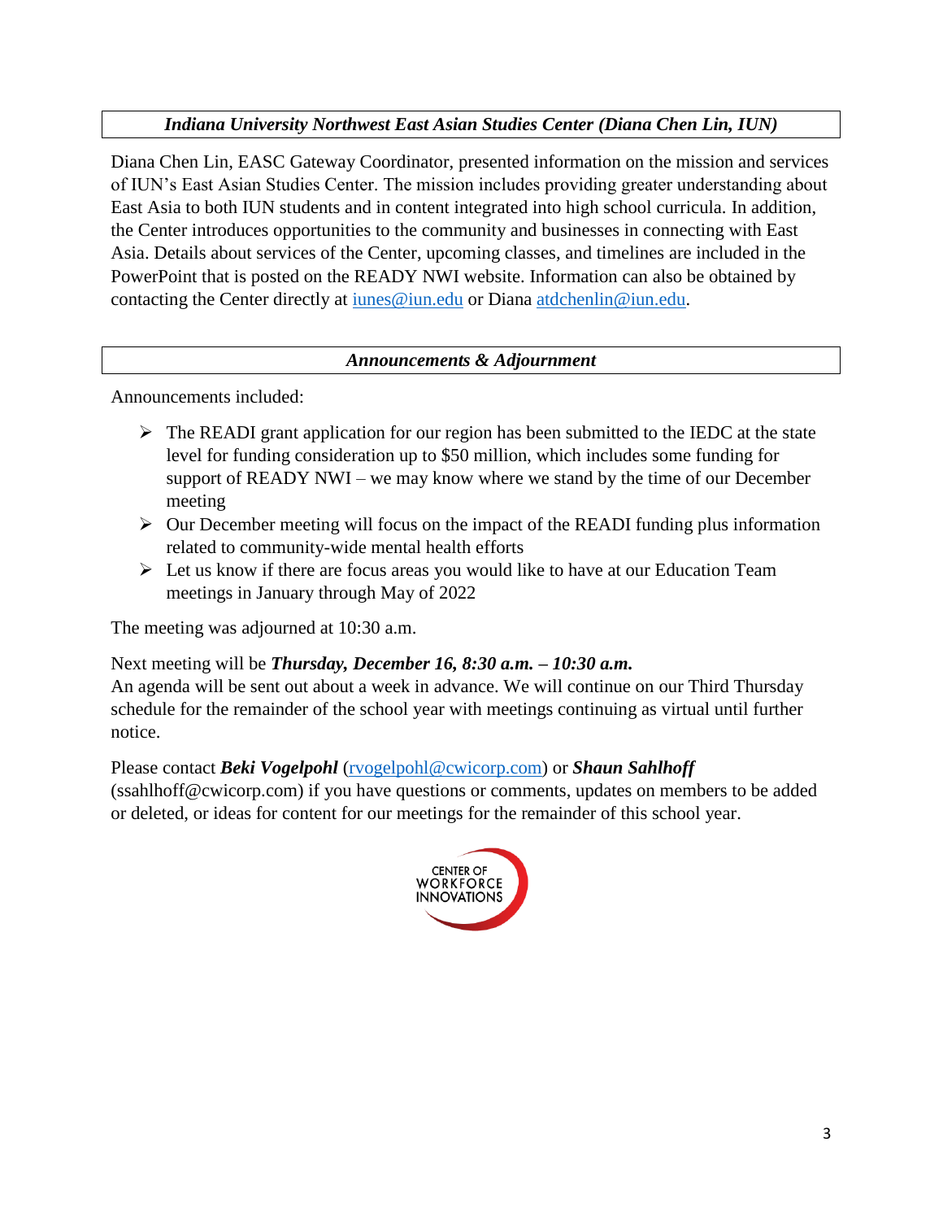### *Indiana University Northwest East Asian Studies Center (Diana Chen Lin, IUN)*

Diana Chen Lin, EASC Gateway Coordinator, presented information on the mission and services of IUN's East Asian Studies Center. The mission includes providing greater understanding about East Asia to both IUN students and in content integrated into high school curricula. In addition, the Center introduces opportunities to the community and businesses in connecting with East Asia. Details about services of the Center, upcoming classes, and timelines are included in the PowerPoint that is posted on the READY NWI website. Information can also be obtained by contacting the Center directly at iunes@iun.edu or Diana atdchenlin@iun.edu.

### *Announcements & Adjournment*

Announcements included:

- The READI grant application for our region has been submitted to the IEDC at the state level for funding consideration up to $50 million, which includes some funding for support of READY NWI – we may know where we stand by the time of our December meeting
- Our December meeting will focus on the impact of the READI funding plus information related to community-wide mental health efforts
- Let us know if there are focus areas you would like to have at our Education Team meetings in January through May of 2022

The meeting was adjourned at 10:30 a.m.

Next meeting will be ***Thursday, December 16, 8:30 a.m. – 10:30 a.m.***
An agenda will be sent out about a week in advance. We will continue on our Third Thursday schedule for the remainder of the school year with meetings continuing as virtual until further notice.

Please contact ***Beki Vogelpohl*** (rvogelpohl@cwicorp.com) or ***Shaun Sahlhoff*** (ssahlhoff@cwicorp.com) if you have questions or comments, updates on members to be added or deleted, or ideas for content for our meetings for the remainder of this school year.

CENTER OF WORKFORCE INNOVATIONS